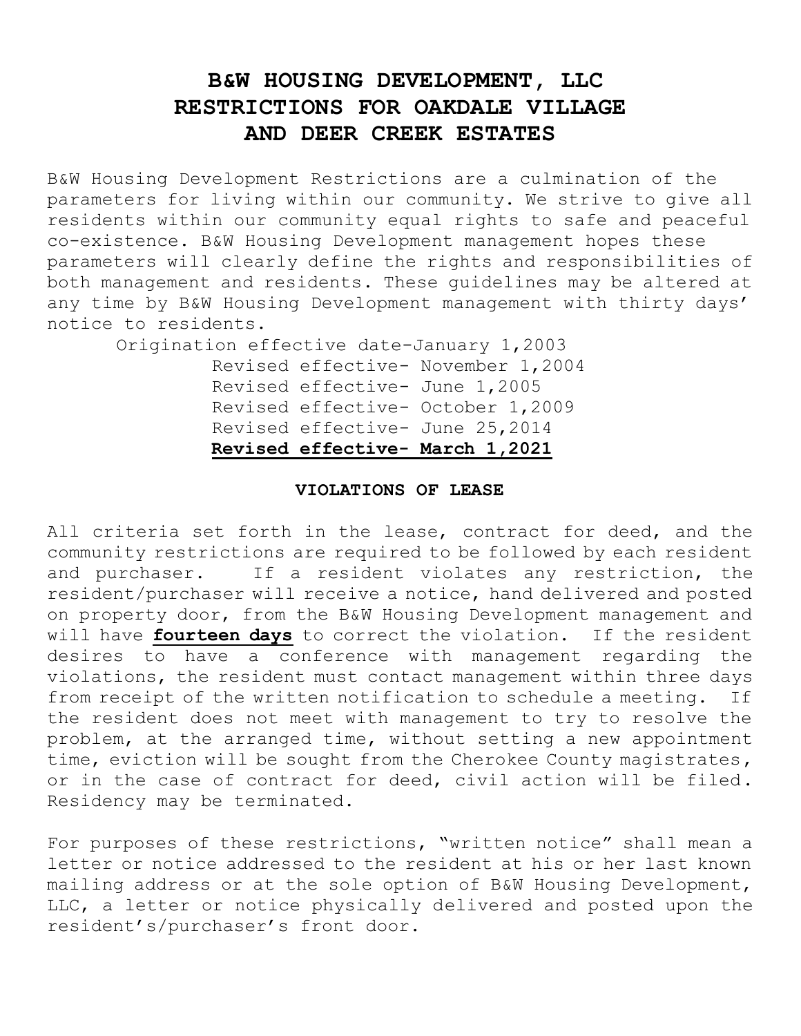# B&W HOUSING DEVELOPMENT, LLC
# RESTRICTIONS FOR OAKDALE VILLAGE AND DEER CREEK ESTATES

B&W Housing Development Restrictions are a culmination of the parameters for living within our community. We strive to give all residents within our community equal rights to safe and peaceful co-existence. B&W Housing Development management hopes these parameters will clearly define the rights and responsibilities of both management and residents. These guidelines may be altered at any time by B&W Housing Development management with thirty days' notice to residents.

Origination effective date-January 1,2003
Revised effective- November 1,2004
Revised effective- June 1,2005
Revised effective- October 1,2009
Revised effective- June 25,2014
**Revised effective- March 1,2021**

## VIOLATIONS OF LEASE

All criteria set forth in the lease, contract for deed, and the community restrictions are required to be followed by each resident and purchaser. If a resident violates any restriction, the resident/purchaser will receive a notice, hand delivered and posted on property door, from the B&W Housing Development management and will have **fourteen days** to correct the violation. If the resident desires to have a conference with management regarding the violations, the resident must contact management within three days from receipt of the written notification to schedule a meeting. If the resident does not meet with management to try to resolve the problem, at the arranged time, without setting a new appointment time, eviction will be sought from the Cherokee County magistrates, or in the case of contract for deed, civil action will be filed. Residency may be terminated.

For purposes of these restrictions, "written notice" shall mean a letter or notice addressed to the resident at his or her last known mailing address or at the sole option of B&W Housing Development, LLC, a letter or notice physically delivered and posted upon the resident's/purchaser's front door.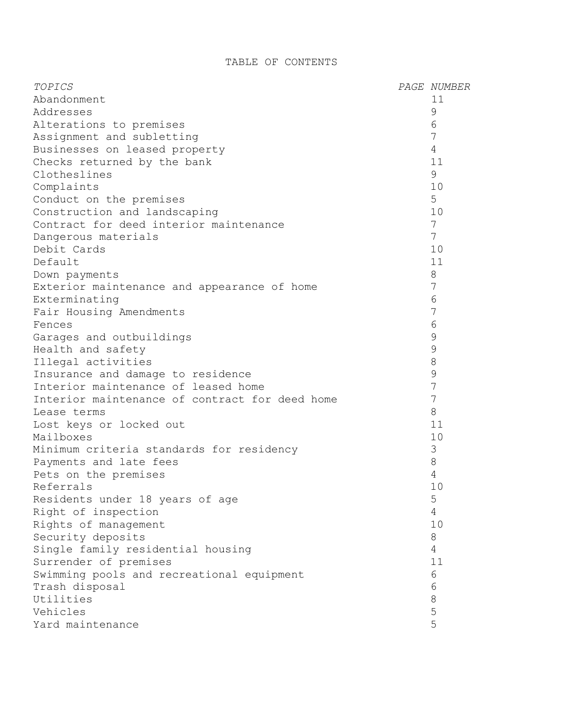# TABLE OF CONTENTS

| *TOPICS* | *PAGE NUMBER* |
|---|---|
| Abandonment | 11 |
| Addresses | 9 |
| Alterations to premises | 6 |
| Assignment and subletting | 7 |
| Businesses on leased property | 4 |
| Checks returned by the bank | 11 |
| Clotheslines | 9 |
| Complaints | 10 |
| Conduct on the premises | 5 |
| Construction and landscaping | 10 |
| Contract for deed interior maintenance | 7 |
| Dangerous materials | 7 |
| Debit Cards | 10 |
| Default | 11 |
| Down payments | 8 |
| Exterior maintenance and appearance of home | 7 |
| Exterminating | 6 |
| Fair Housing Amendments | 7 |
| Fences | 6 |
| Garages and outbuildings | 9 |
| Health and safety | 9 |
| Illegal activities | 8 |
| Insurance and damage to residence | 9 |
| Interior maintenance of leased home | 7 |
| Interior maintenance of contract for deed home | 7 |
| Lease terms | 8 |
| Lost keys or locked out | 11 |
| Mailboxes | 10 |
| Minimum criteria standards for residency | 3 |
| Payments and late fees | 8 |
| Pets on the premises | 4 |
| Referrals | 10 |
| Residents under 18 years of age | 5 |
| Right of inspection | 4 |
| Rights of management | 10 |
| Security deposits | 8 |
| Single family residential housing | 4 |
| Surrender of premises | 11 |
| Swimming pools and recreational equipment | 6 |
| Trash disposal | 6 |
| Utilities | 8 |
| Vehicles | 5 |
| Yard maintenance | 5 |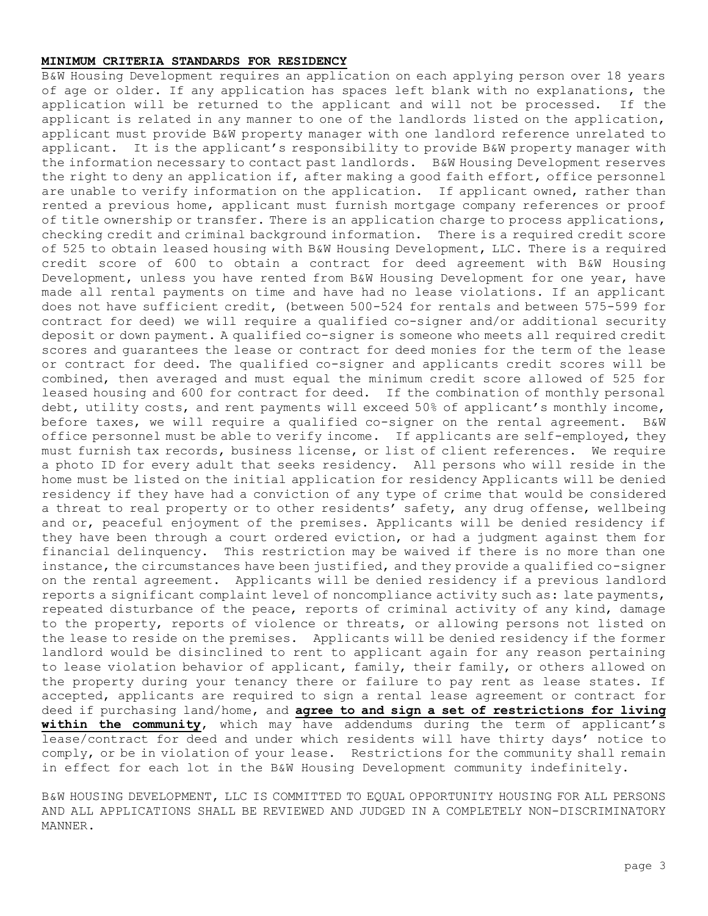**MINIMUM CRITERIA STANDARDS FOR RESIDENCY**

B&W Housing Development requires an application on each applying person over 18 years of age or older. If any application has spaces left blank with no explanations, the application will be returned to the applicant and will not be processed. If the applicant is related in any manner to one of the landlords listed on the application, applicant must provide B&W property manager with one landlord reference unrelated to applicant. It is the applicant's responsibility to provide B&W property manager with the information necessary to contact past landlords. B&W Housing Development reserves the right to deny an application if, after making a good faith effort, office personnel are unable to verify information on the application. If applicant owned, rather than rented a previous home, applicant must furnish mortgage company references or proof of title ownership or transfer. There is an application charge to process applications, checking credit and criminal background information. There is a required credit score of 525 to obtain leased housing with B&W Housing Development, LLC. There is a required credit score of 600 to obtain a contract for deed agreement with B&W Housing Development, unless you have rented from B&W Housing Development for one year, have made all rental payments on time and have had no lease violations. If an applicant does not have sufficient credit, (between 500-524 for rentals and between 575-599 for contract for deed) we will require a qualified co-signer and/or additional security deposit or down payment. A qualified co-signer is someone who meets all required credit scores and guarantees the lease or contract for deed monies for the term of the lease or contract for deed. The qualified co-signer and applicants credit scores will be combined, then averaged and must equal the minimum credit score allowed of 525 for leased housing and 600 for contract for deed. If the combination of monthly personal debt, utility costs, and rent payments will exceed 50% of applicant's monthly income, before taxes, we will require a qualified co-signer on the rental agreement. B&W office personnel must be able to verify income. If applicants are self-employed, they must furnish tax records, business license, or list of client references. We require a photo ID for every adult that seeks residency. All persons who will reside in the home must be listed on the initial application for residency Applicants will be denied residency if they have had a conviction of any type of crime that would be considered a threat to real property or to other residents' safety, any drug offense, wellbeing and or, peaceful enjoyment of the premises. Applicants will be denied residency if they have been through a court ordered eviction, or had a judgment against them for financial delinquency. This restriction may be waived if there is no more than one instance, the circumstances have been justified, and they provide a qualified co-signer on the rental agreement. Applicants will be denied residency if a previous landlord reports a significant complaint level of noncompliance activity such as: late payments, repeated disturbance of the peace, reports of criminal activity of any kind, damage to the property, reports of violence or threats, or allowing persons not listed on the lease to reside on the premises. Applicants will be denied residency if the former landlord would be disinclined to rent to applicant again for any reason pertaining to lease violation behavior of applicant, family, their family, or others allowed on the property during your tenancy there or failure to pay rent as lease states. If accepted, applicants are required to sign a rental lease agreement or contract for deed if purchasing land/home, and **agree to and sign a set of restrictions for living within the community**, which may have addendums during the term of applicant's lease/contract for deed and under which residents will have thirty days' notice to comply, or be in violation of your lease. Restrictions for the community shall remain in effect for each lot in the B&W Housing Development community indefinitely.

B&W HOUSING DEVELOPMENT, LLC IS COMMITTED TO EQUAL OPPORTUNITY HOUSING FOR ALL PERSONS AND ALL APPLICATIONS SHALL BE REVIEWED AND JUDGED IN A COMPLETELY NON-DISCRIMINATORY MANNER.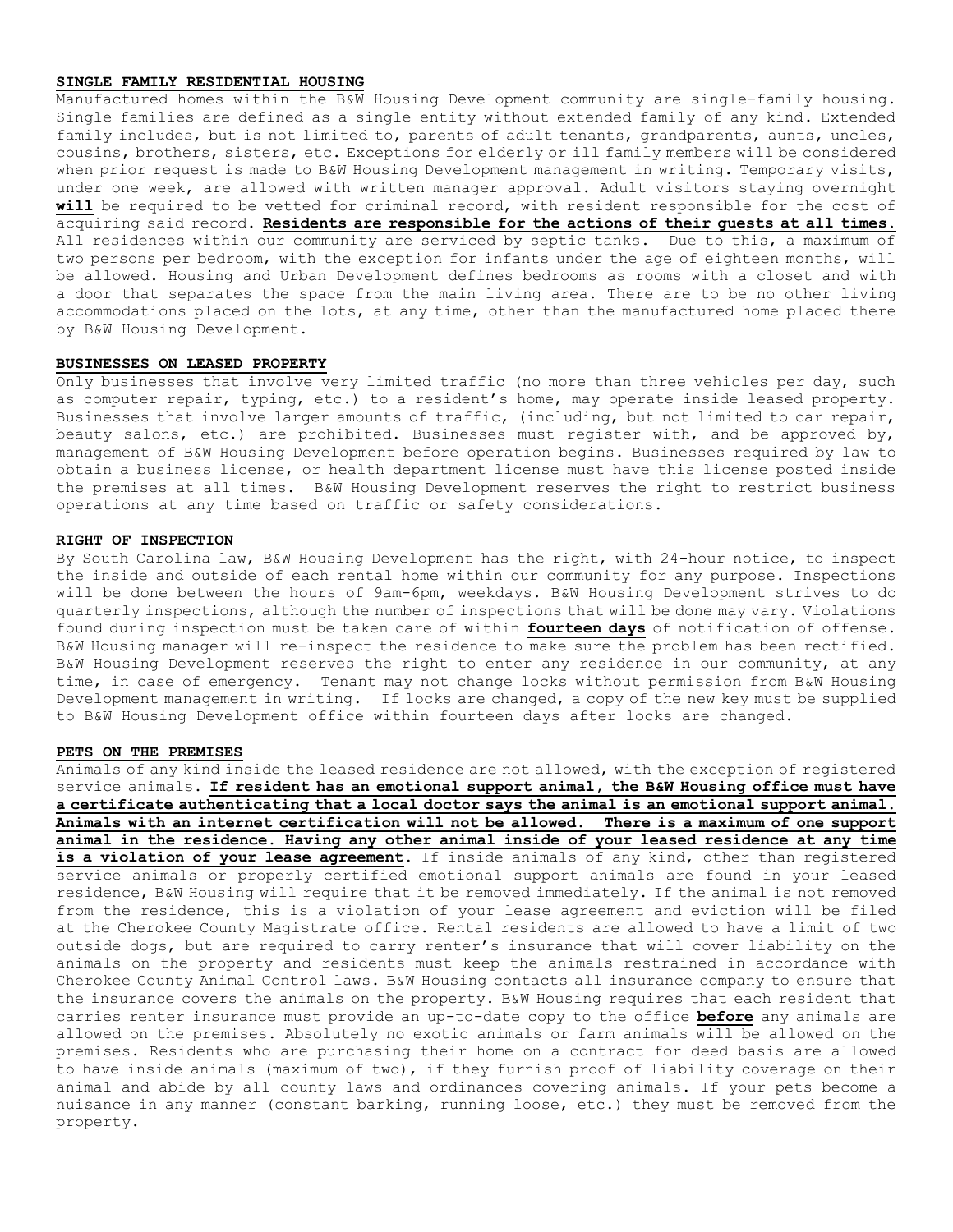## SINGLE FAMILY RESIDENTIAL HOUSING

Manufactured homes within the B&W Housing Development community are single-family housing. Single families are defined as a single entity without extended family of any kind. Extended family includes, but is not limited to, parents of adult tenants, grandparents, aunts, uncles, cousins, brothers, sisters, etc. Exceptions for elderly or ill family members will be considered when prior request is made to B&W Housing Development management in writing. Temporary visits, under one week, are allowed with written manager approval. Adult visitors staying overnight **will** be required to be vetted for criminal record, with resident responsible for the cost of acquiring said record. **Residents are responsible for the actions of their guests at all times.** All residences within our community are serviced by septic tanks. Due to this, a maximum of two persons per bedroom, with the exception for infants under the age of eighteen months, will be allowed. Housing and Urban Development defines bedrooms as rooms with a closet and with a door that separates the space from the main living area. There are to be no other living accommodations placed on the lots, at any time, other than the manufactured home placed there by B&W Housing Development.

## BUSINESSES ON LEASED PROPERTY

Only businesses that involve very limited traffic (no more than three vehicles per day, such as computer repair, typing, etc.) to a resident's home, may operate inside leased property. Businesses that involve larger amounts of traffic, (including, but not limited to car repair, beauty salons, etc.) are prohibited. Businesses must register with, and be approved by, management of B&W Housing Development before operation begins. Businesses required by law to obtain a business license, or health department license must have this license posted inside the premises at all times. B&W Housing Development reserves the right to restrict business operations at any time based on traffic or safety considerations.

## RIGHT OF INSPECTION

By South Carolina law, B&W Housing Development has the right, with 24-hour notice, to inspect the inside and outside of each rental home within our community for any purpose. Inspections will be done between the hours of 9am-6pm, weekdays. B&W Housing Development strives to do quarterly inspections, although the number of inspections that will be done may vary. Violations found during inspection must be taken care of within **fourteen days** of notification of offense. B&W Housing manager will re-inspect the residence to make sure the problem has been rectified. B&W Housing Development reserves the right to enter any residence in our community, at any time, in case of emergency. Tenant may not change locks without permission from B&W Housing Development management in writing. If locks are changed, a copy of the new key must be supplied to B&W Housing Development office within fourteen days after locks are changed.

## PETS ON THE PREMISES

Animals of any kind inside the leased residence are not allowed, with the exception of registered service animals. **If resident has an emotional support animal, the B&W Housing office must have a certificate authenticating that a local doctor says the animal is an emotional support animal. Animals with an internet certification will not be allowed. There is a maximum of one support animal in the residence. Having any other animal inside of your leased residence at any time is a violation of your lease agreement.** If inside animals of any kind, other than registered service animals or properly certified emotional support animals are found in your leased residence, B&W Housing will require that it be removed immediately. If the animal is not removed from the residence, this is a violation of your lease agreement and eviction will be filed at the Cherokee County Magistrate office. Rental residents are allowed to have a limit of two outside dogs, but are required to carry renter's insurance that will cover liability on the animals on the property and residents must keep the animals restrained in accordance with Cherokee County Animal Control laws. B&W Housing contacts all insurance company to ensure that the insurance covers the animals on the property. B&W Housing requires that each resident that carries renter insurance must provide an up-to-date copy to the office **before** any animals are allowed on the premises. Absolutely no exotic animals or farm animals will be allowed on the premises. Residents who are purchasing their home on a contract for deed basis are allowed to have inside animals (maximum of two), if they furnish proof of liability coverage on their animal and abide by all county laws and ordinances covering animals. If your pets become a nuisance in any manner (constant barking, running loose, etc.) they must be removed from the property.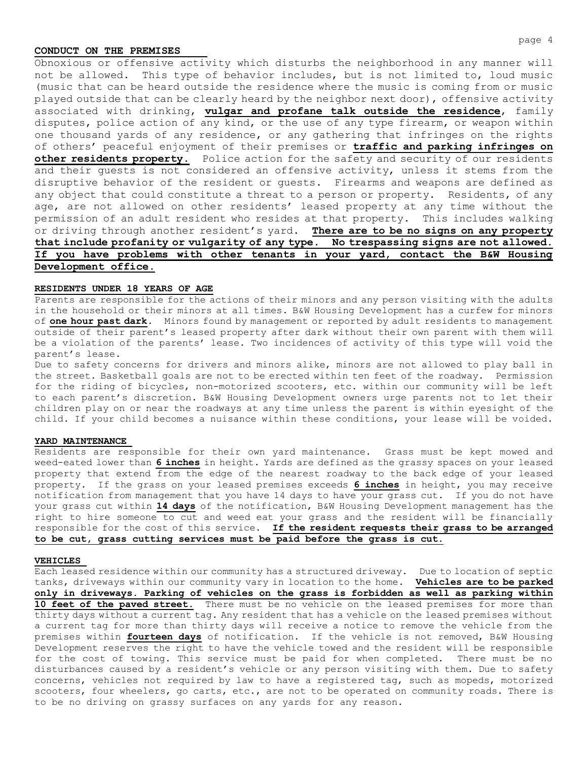## CONDUCT ON THE PREMISES

Obnoxious or offensive activity which disturbs the neighborhood in any manner will not be allowed. This type of behavior includes, but is not limited to, loud music (music that can be heard outside the residence where the music is coming from or music played outside that can be clearly heard by the neighbor next door), offensive activity associated with drinking, **vulgar and profane talk outside the residence**, family disputes, police action of any kind, or the use of any type firearm, or weapon within one thousand yards of any residence, or any gathering that infringes on the rights of others' peaceful enjoyment of their premises or **traffic and parking infringes on other residents property.** Police action for the safety and security of our residents and their guests is not considered an offensive activity, unless it stems from the disruptive behavior of the resident or guests. Firearms and weapons are defined as any object that could constitute a threat to a person or property. Residents, of any age, are not allowed on other residents' leased property at any time without the permission of an adult resident who resides at that property. This includes walking or driving through another resident's yard. **There are to be no signs on any property that include profanity or vulgarity of any type. No trespassing signs are not allowed. If you have problems with other tenants in your yard, contact the B&W Housing Development office.**

## RESIDENTS UNDER 18 YEARS OF AGE

Parents are responsible for the actions of their minors and any person visiting with the adults in the household or their minors at all times. B&W Housing Development has a curfew for minors of **one hour past dark**. Minors found by management or reported by adult residents to management outside of their parent's leased property after dark without their own parent with them will be a violation of the parents' lease. Two incidences of activity of this type will void the parent's lease.

Due to safety concerns for drivers and minors alike, minors are not allowed to play ball in the street. Basketball goals are not to be erected within ten feet of the roadway. Permission for the riding of bicycles, non-motorized scooters, etc. within our community will be left to each parent's discretion. B&W Housing Development owners urge parents not to let their children play on or near the roadways at any time unless the parent is within eyesight of the child. If your child becomes a nuisance within these conditions, your lease will be voided.

## YARD MAINTENANCE

Residents are responsible for their own yard maintenance. Grass must be kept mowed and weed-eated lower than **6 inches** in height. Yards are defined as the grassy spaces on your leased property that extend from the edge of the nearest roadway to the back edge of your leased property. If the grass on your leased premises exceeds **6 inches** in height, you may receive notification from management that you have 14 days to have your grass cut. If you do not have your grass cut within **14 days** of the notification, B&W Housing Development management has the right to hire someone to cut and weed eat your grass and the resident will be financially responsible for the cost of this service. **If the resident requests their grass to be arranged to be cut, grass cutting services must be paid before the grass is cut.**

## VEHICLES

Each leased residence within our community has a structured driveway. Due to location of septic tanks, driveways within our community vary in location to the home. **Vehicles are to be parked only in driveways. Parking of vehicles on the grass is forbidden as well as parking within 10 feet of the paved street.** There must be no vehicle on the leased premises for more than thirty days without a current tag. Any resident that has a vehicle on the leased premises without a current tag for more than thirty days will receive a notice to remove the vehicle from the premises within **fourteen days** of notification. If the vehicle is not removed, B&W Housing Development reserves the right to have the vehicle towed and the resident will be responsible for the cost of towing. This service must be paid for when completed. There must be no disturbances caused by a resident's vehicle or any person visiting with them. Due to safety concerns, vehicles not required by law to have a registered tag, such as mopeds, motorized scooters, four wheelers, go carts, etc., are not to be operated on community roads. There is to be no driving on grassy surfaces on any yards for any reason.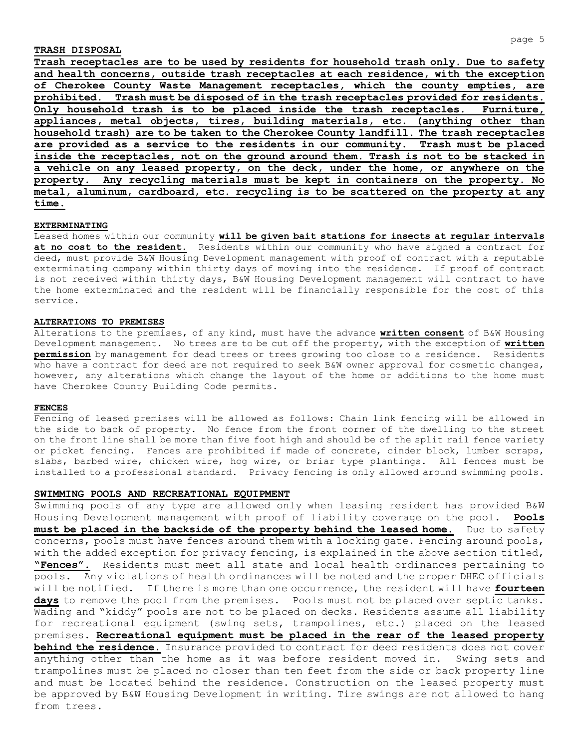## TRASH DISPOSAL

**Trash receptacles are to be used by residents for household trash only. Due to safety and health concerns, outside trash receptacles at each residence, with the exception of Cherokee County Waste Management receptacles, which the county empties, are prohibited. Trash must be disposed of in the trash receptacles provided for residents. Only household trash is to be placed inside the trash receptacles. Furniture, appliances, metal objects, tires, building materials, etc. (anything other than household trash) are to be taken to the Cherokee County landfill. The trash receptacles are provided as a service to the residents in our community. Trash must be placed inside the receptacles, not on the ground around them. Trash is not to be stacked in a vehicle on any leased property, on the deck, under the home, or anywhere on the property. Any recycling materials must be kept in containers on the property. No metal, aluminum, cardboard, etc. recycling is to be scattered on the property at any time.**

## EXTERMINATING

Leased homes within our community **will be given bait stations for insects at regular intervals at no cost to the resident.** Residents within our community who have signed a contract for deed, must provide B&W Housing Development management with proof of contract with a reputable exterminating company within thirty days of moving into the residence. If proof of contract is not received within thirty days, B&W Housing Development management will contract to have the home exterminated and the resident will be financially responsible for the cost of this service.

## ALTERATIONS TO PREMISES

Alterations to the premises, of any kind, must have the advance **written consent** of B&W Housing Development management. No trees are to be cut off the property, with the exception of **written permission** by management for dead trees or trees growing too close to a residence. Residents who have a contract for deed are not required to seek B&W owner approval for cosmetic changes, however, any alterations which change the layout of the home or additions to the home must have Cherokee County Building Code permits.

## FENCES

Fencing of leased premises will be allowed as follows: Chain link fencing will be allowed in the side to back of property. No fence from the front corner of the dwelling to the street on the front line shall be more than five foot high and should be of the split rail fence variety or picket fencing. Fences are prohibited if made of concrete, cinder block, lumber scraps, slabs, barbed wire, chicken wire, hog wire, or briar type plantings. All fences must be installed to a professional standard. Privacy fencing is only allowed around swimming pools.

## SWIMMING POOLS AND RECREATIONAL EQUIPMENT

Swimming pools of any type are allowed only when leasing resident has provided B&W Housing Development management with proof of liability coverage on the pool. **Pools must be placed in the backside of the property behind the leased home.** Due to safety concerns, pools must have fences around them with a locking gate. Fencing around pools, with the added exception for privacy fencing, is explained in the above section titled, **"Fences".** Residents must meet all state and local health ordinances pertaining to pools. Any violations of health ordinances will be noted and the proper DHEC officials will be notified. If there is more than one occurrence, the resident will have **fourteen days** to remove the pool from the premises. Pools must not be placed over septic tanks. Wading and "kiddy" pools are not to be placed on decks. Residents assume all liability for recreational equipment (swing sets, trampolines, etc.) placed on the leased premises. **Recreational equipment must be placed in the rear of the leased property behind the residence.** Insurance provided to contract for deed residents does not cover anything other than the home as it was before resident moved in. Swing sets and trampolines must be placed no closer than ten feet from the side or back property line and must be located behind the residence. Construction on the leased property must be approved by B&W Housing Development in writing. Tire swings are not allowed to hang from trees.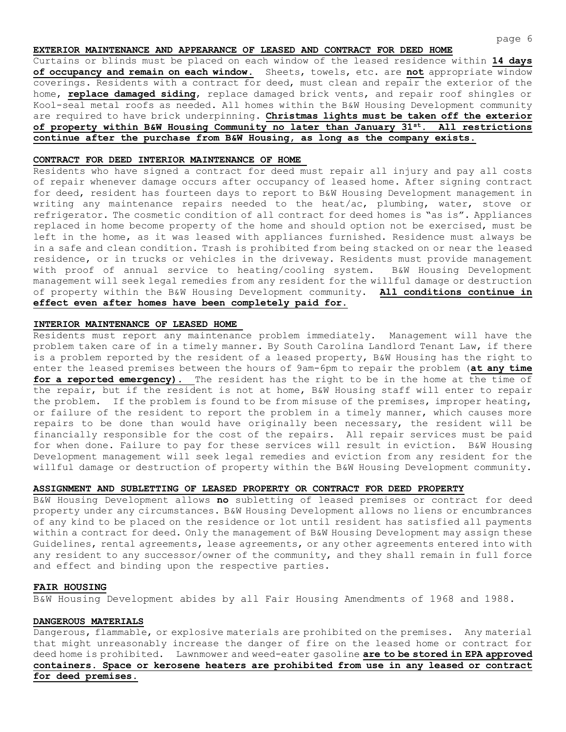## EXTERIOR MAINTENANCE AND APPEARANCE OF LEASED AND CONTRACT FOR DEED HOME

Curtains or blinds must be placed on each window of the leased residence within **14 days of occupancy and remain on each window.** Sheets, towels, etc. are **not** appropriate window coverings. Residents with a contract for deed, must clean and repair the exterior of the home, **replace damaged siding**, replace damaged brick vents, and repair roof shingles or Kool-seal metal roofs as needed. All homes within the B&W Housing Development community are required to have brick underpinning. **Christmas lights must be taken off the exterior of property within B&W Housing Community no later than January 31st. All restrictions continue after the purchase from B&W Housing, as long as the company exists.**

## CONTRACT FOR DEED INTERIOR MAINTENANCE OF HOME

Residents who have signed a contract for deed must repair all injury and pay all costs of repair whenever damage occurs after occupancy of leased home. After signing contract for deed, resident has fourteen days to report to B&W Housing Development management in writing any maintenance repairs needed to the heat/ac, plumbing, water, stove or refrigerator. The cosmetic condition of all contract for deed homes is "as is". Appliances replaced in home become property of the home and should option not be exercised, must be left in the home, as it was leased with appliances furnished. Residence must always be in a safe and clean condition. Trash is prohibited from being stacked on or near the leased residence, or in trucks or vehicles in the driveway. Residents must provide management with proof of annual service to heating/cooling system. B&W Housing Development management will seek legal remedies from any resident for the willful damage or destruction of property within the B&W Housing Development community. **All conditions continue in effect even after homes have been completely paid for.**

## INTERIOR MAINTENANCE OF LEASED HOME

Residents must report any maintenance problem immediately. Management will have the problem taken care of in a timely manner. By South Carolina Landlord Tenant Law, if there is a problem reported by the resident of a leased property, B&W Housing has the right to enter the leased premises between the hours of 9am-6pm to repair the problem (**at any time for a reported emergency).** The resident has the right to be in the home at the time of the repair, but if the resident is not at home, B&W Housing staff will enter to repair the problem. If the problem is found to be from misuse of the premises, improper heating, or failure of the resident to report the problem in a timely manner, which causes more repairs to be done than would have originally been necessary, the resident will be financially responsible for the cost of the repairs. All repair services must be paid for when done. Failure to pay for these services will result in eviction. B&W Housing Development management will seek legal remedies and eviction from any resident for the willful damage or destruction of property within the B&W Housing Development community.

## ASSIGNMENT AND SUBLETTING OF LEASED PROPERTY OR CONTRACT FOR DEED PROPERTY

B&W Housing Development allows **no** subletting of leased premises or contract for deed property under any circumstances. B&W Housing Development allows no liens or encumbrances of any kind to be placed on the residence or lot until resident has satisfied all payments within a contract for deed. Only the management of B&W Housing Development may assign these Guidelines, rental agreements, lease agreements, or any other agreements entered into with any resident to any successor/owner of the community, and they shall remain in full force and effect and binding upon the respective parties.

## FAIR HOUSING

B&W Housing Development abides by all Fair Housing Amendments of 1968 and 1988.

## DANGEROUS MATERIALS

Dangerous, flammable, or explosive materials are prohibited on the premises. Any material that might unreasonably increase the danger of fire on the leased home or contract for deed home is prohibited. Lawnmower and weed-eater gasoline **are to be stored in EPA approved containers. Space or kerosene heaters are prohibited from use in any leased or contract for deed premises.**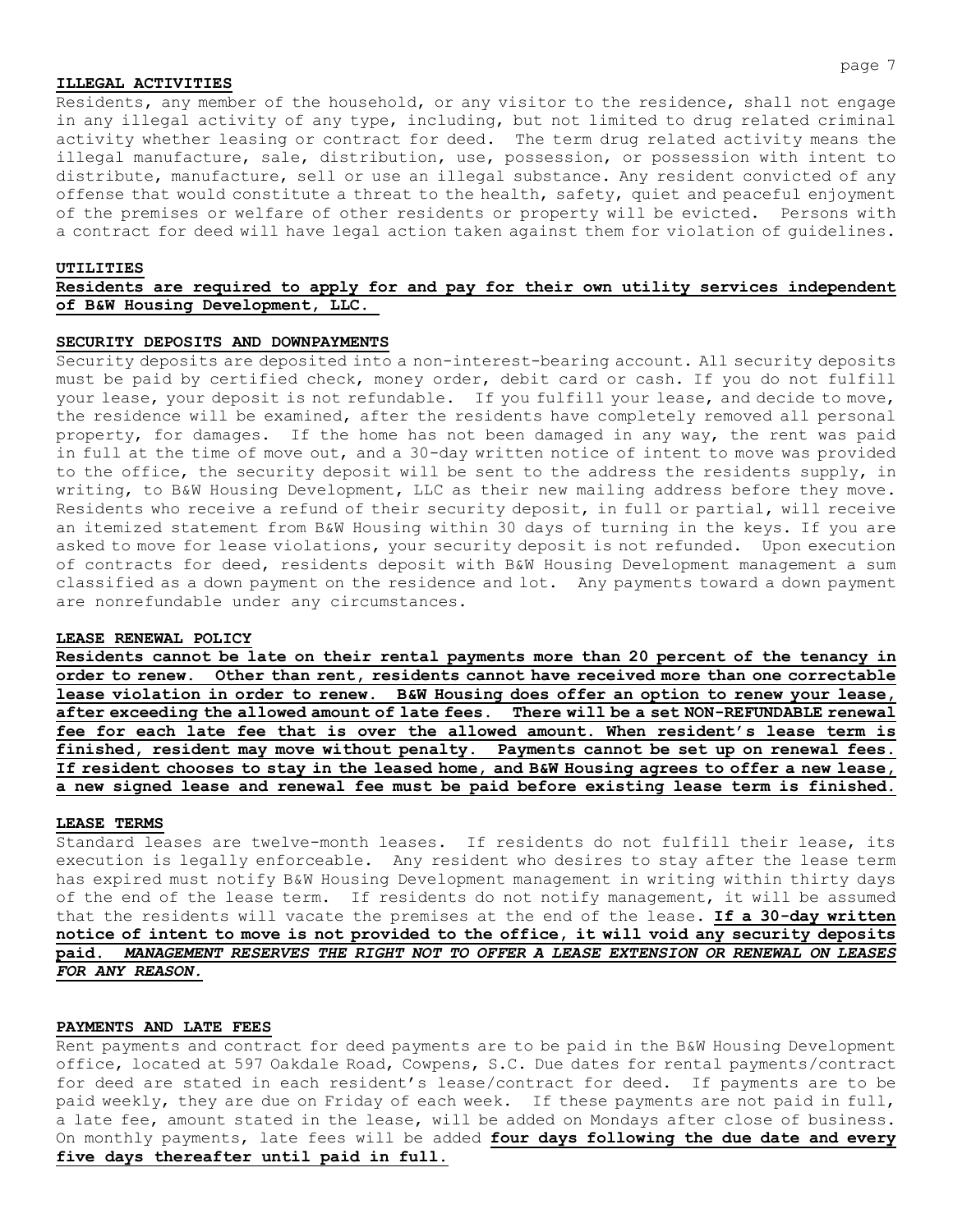## ILLEGAL ACTIVITIES

Residents, any member of the household, or any visitor to the residence, shall not engage in any illegal activity of any type, including, but not limited to drug related criminal activity whether leasing or contract for deed. The term drug related activity means the illegal manufacture, sale, distribution, use, possession, or possession with intent to distribute, manufacture, sell or use an illegal substance. Any resident convicted of any offense that would constitute a threat to the health, safety, quiet and peaceful enjoyment of the premises or welfare of other residents or property will be evicted. Persons with a contract for deed will have legal action taken against them for violation of guidelines.

## UTILITIES

**Residents are required to apply for and pay for their own utility services independent of B&W Housing Development, LLC.**

## SECURITY DEPOSITS AND DOWNPAYMENTS

Security deposits are deposited into a non-interest-bearing account. All security deposits must be paid by certified check, money order, debit card or cash. If you do not fulfill your lease, your deposit is not refundable. If you fulfill your lease, and decide to move, the residence will be examined, after the residents have completely removed all personal property, for damages. If the home has not been damaged in any way, the rent was paid in full at the time of move out, and a 30-day written notice of intent to move was provided to the office, the security deposit will be sent to the address the residents supply, in writing, to B&W Housing Development, LLC as their new mailing address before they move. Residents who receive a refund of their security deposit, in full or partial, will receive an itemized statement from B&W Housing within 30 days of turning in the keys. If you are asked to move for lease violations, your security deposit is not refunded. Upon execution of contracts for deed, residents deposit with B&W Housing Development management a sum classified as a down payment on the residence and lot. Any payments toward a down payment are nonrefundable under any circumstances.

## LEASE RENEWAL POLICY

**Residents cannot be late on their rental payments more than 20 percent of the tenancy in order to renew. Other than rent, residents cannot have received more than one correctable lease violation in order to renew. B&W Housing does offer an option to renew your lease, after exceeding the allowed amount of late fees. There will be a set NON-REFUNDABLE renewal fee for each late fee that is over the allowed amount. When resident's lease term is finished, resident may move without penalty. Payments cannot be set up on renewal fees. If resident chooses to stay in the leased home, and B&W Housing agrees to offer a new lease, a new signed lease and renewal fee must be paid before existing lease term is finished.**

## LEASE TERMS

Standard leases are twelve-month leases. If residents do not fulfill their lease, its execution is legally enforceable. Any resident who desires to stay after the lease term has expired must notify B&W Housing Development management in writing within thirty days of the end of the lease term. If residents do not notify management, it will be assumed that the residents will vacate the premises at the end of the lease. **If a 30-day written notice of intent to move is not provided to the office, it will void any security deposits paid.** ***MANAGEMENT RESERVES THE RIGHT NOT TO OFFER A LEASE EXTENSION OR RENEWAL ON LEASES FOR ANY REASON.***

## PAYMENTS AND LATE FEES

Rent payments and contract for deed payments are to be paid in the B&W Housing Development office, located at 597 Oakdale Road, Cowpens, S.C. Due dates for rental payments/contract for deed are stated in each resident's lease/contract for deed. If payments are to be paid weekly, they are due on Friday of each week. If these payments are not paid in full, a late fee, amount stated in the lease, will be added on Mondays after close of business. On monthly payments, late fees will be added **four days following the due date and every five days thereafter until paid in full.**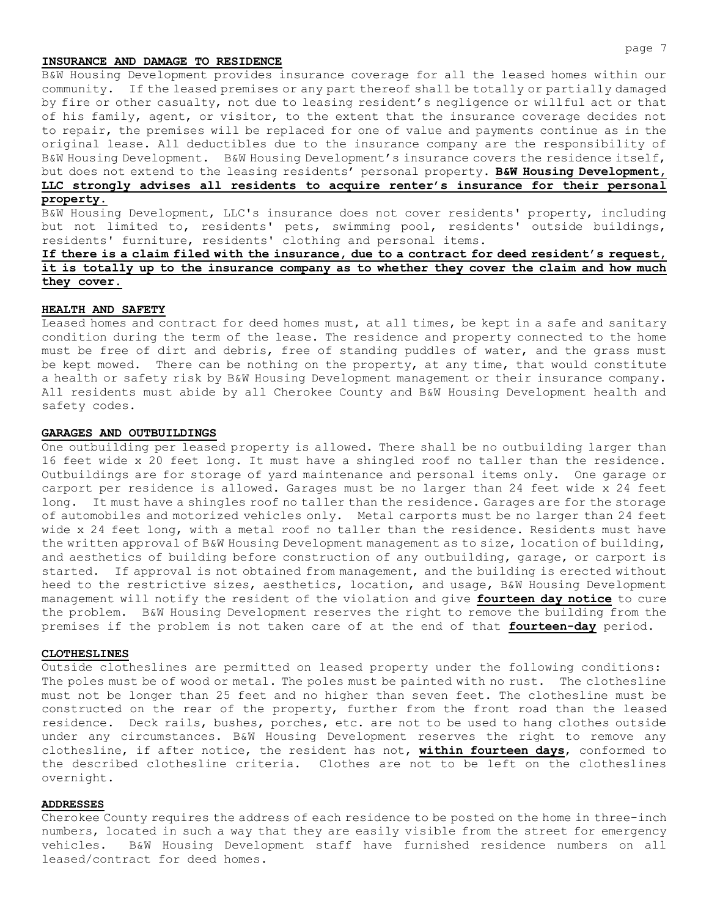## INSURANCE AND DAMAGE TO RESIDENCE

B&W Housing Development provides insurance coverage for all the leased homes within our community. If the leased premises or any part thereof shall be totally or partially damaged by fire or other casualty, not due to leasing resident's negligence or willful act or that of his family, agent, or visitor, to the extent that the insurance coverage decides not to repair, the premises will be replaced for one of value and payments continue as in the original lease. All deductibles due to the insurance company are the responsibility of B&W Housing Development. B&W Housing Development's insurance covers the residence itself, but does not extend to the leasing residents' personal property. **B&W Housing Development, LLC strongly advises all residents to acquire renter's insurance for their personal property.**

B&W Housing Development, LLC's insurance does not cover residents' property, including but not limited to, residents' pets, swimming pool, residents' outside buildings, residents' furniture, residents' clothing and personal items.

**If there is a claim filed with the insurance, due to a contract for deed resident's request, it is totally up to the insurance company as to whether they cover the claim and how much they cover.**

## HEALTH AND SAFETY

Leased homes and contract for deed homes must, at all times, be kept in a safe and sanitary condition during the term of the lease. The residence and property connected to the home must be free of dirt and debris, free of standing puddles of water, and the grass must be kept mowed. There can be nothing on the property, at any time, that would constitute a health or safety risk by B&W Housing Development management or their insurance company. All residents must abide by all Cherokee County and B&W Housing Development health and safety codes.

## GARAGES AND OUTBUILDINGS

One outbuilding per leased property is allowed. There shall be no outbuilding larger than 16 feet wide x 20 feet long. It must have a shingled roof no taller than the residence. Outbuildings are for storage of yard maintenance and personal items only. One garage or carport per residence is allowed. Garages must be no larger than 24 feet wide x 24 feet long. It must have a shingles roof no taller than the residence. Garages are for the storage of automobiles and motorized vehicles only. Metal carports must be no larger than 24 feet wide x 24 feet long, with a metal roof no taller than the residence. Residents must have the written approval of B&W Housing Development management as to size, location of building, and aesthetics of building before construction of any outbuilding, garage, or carport is started. If approval is not obtained from management, and the building is erected without heed to the restrictive sizes, aesthetics, location, and usage, B&W Housing Development management will notify the resident of the violation and give **fourteen day notice** to cure the problem. B&W Housing Development reserves the right to remove the building from the premises if the problem is not taken care of at the end of that **fourteen-day** period.

## CLOTHESLINES

Outside clotheslines are permitted on leased property under the following conditions: The poles must be of wood or metal. The poles must be painted with no rust. The clothesline must not be longer than 25 feet and no higher than seven feet. The clothesline must be constructed on the rear of the property, further from the front road than the leased residence. Deck rails, bushes, porches, etc. are not to be used to hang clothes outside under any circumstances. B&W Housing Development reserves the right to remove any clothesline, if after notice, the resident has not, **within fourteen days**, conformed to the described clothesline criteria. Clothes are not to be left on the clotheslines overnight.

## ADDRESSES

Cherokee County requires the address of each residence to be posted on the home in three-inch numbers, located in such a way that they are easily visible from the street for emergency vehicles. B&W Housing Development staff have furnished residence numbers on all leased/contract for deed homes.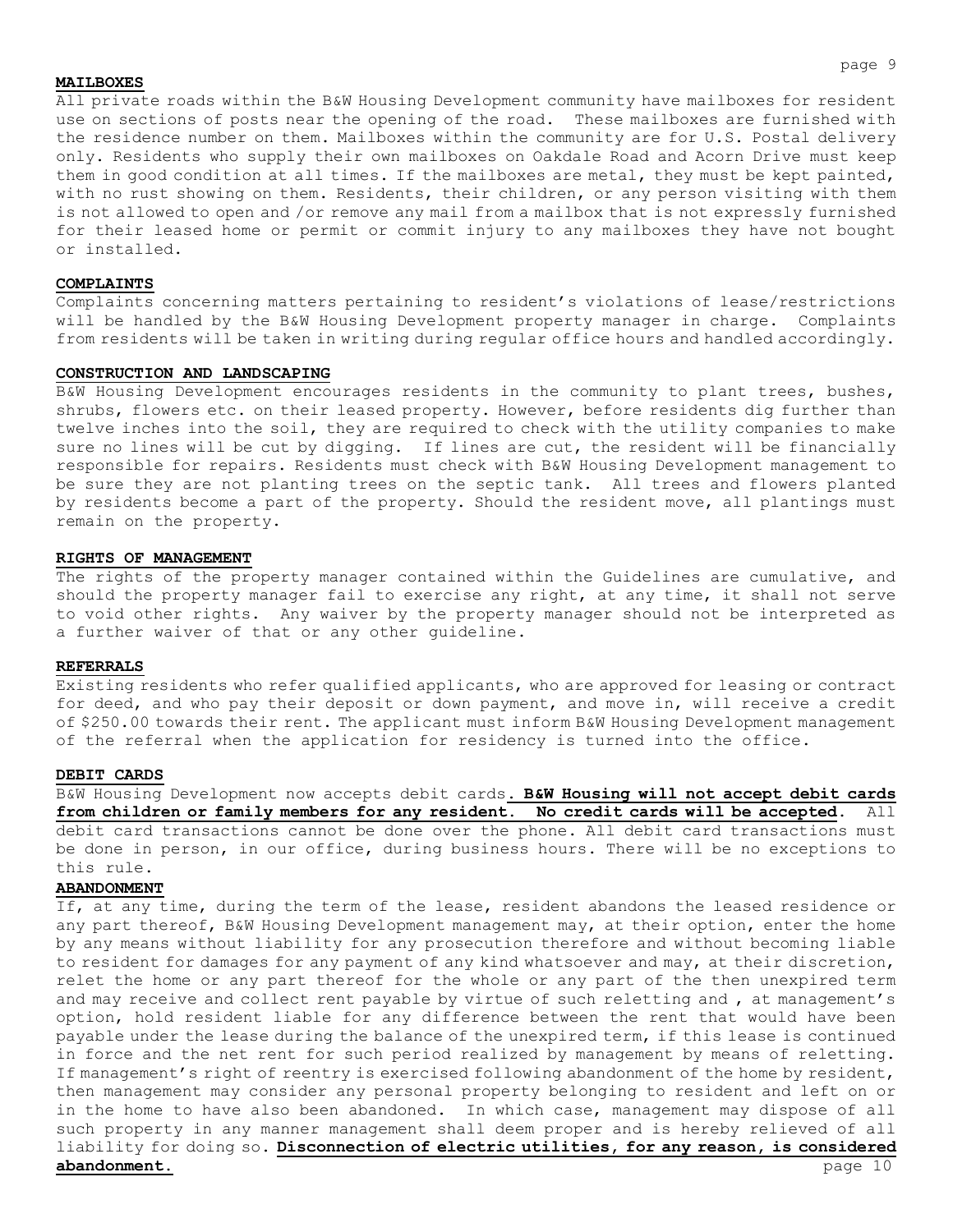## MAILBOXES

All private roads within the B&W Housing Development community have mailboxes for resident use on sections of posts near the opening of the road. These mailboxes are furnished with the residence number on them. Mailboxes within the community are for U.S. Postal delivery only. Residents who supply their own mailboxes on Oakdale Road and Acorn Drive must keep them in good condition at all times. If the mailboxes are metal, they must be kept painted, with no rust showing on them. Residents, their children, or any person visiting with them is not allowed to open and /or remove any mail from a mailbox that is not expressly furnished for their leased home or permit or commit injury to any mailboxes they have not bought or installed.

## COMPLAINTS

Complaints concerning matters pertaining to resident's violations of lease/restrictions will be handled by the B&W Housing Development property manager in charge. Complaints from residents will be taken in writing during regular office hours and handled accordingly.

## CONSTRUCTION AND LANDSCAPING

B&W Housing Development encourages residents in the community to plant trees, bushes, shrubs, flowers etc. on their leased property. However, before residents dig further than twelve inches into the soil, they are required to check with the utility companies to make sure no lines will be cut by digging. If lines are cut, the resident will be financially responsible for repairs. Residents must check with B&W Housing Development management to be sure they are not planting trees on the septic tank. All trees and flowers planted by residents become a part of the property. Should the resident move, all plantings must remain on the property.

## RIGHTS OF MANAGEMENT

The rights of the property manager contained within the Guidelines are cumulative, and should the property manager fail to exercise any right, at any time, it shall not serve to void other rights. Any waiver by the property manager should not be interpreted as a further waiver of that or any other guideline.

## REFERRALS

Existing residents who refer qualified applicants, who are approved for leasing or contract for deed, and who pay their deposit or down payment, and move in, will receive a credit of $250.00 towards their rent. The applicant must inform B&W Housing Development management of the referral when the application for residency is turned into the office.

## DEBIT CARDS

B&W Housing Development now accepts debit cards**. B&W Housing will not accept debit cards from children or family members for any resident. No credit cards will be accepted**. All debit card transactions cannot be done over the phone. All debit card transactions must be done in person, in our office, during business hours. There will be no exceptions to this rule.

## ABANDONMENT

If, at any time, during the term of the lease, resident abandons the leased residence or any part thereof, B&W Housing Development management may, at their option, enter the home by any means without liability for any prosecution therefore and without becoming liable to resident for damages for any payment of any kind whatsoever and may, at their discretion, relet the home or any part thereof for the whole or any part of the then unexpired term and may receive and collect rent payable by virtue of such reletting and , at management's option, hold resident liable for any difference between the rent that would have been payable under the lease during the balance of the unexpired term, if this lease is continued in force and the net rent for such period realized by management by means of reletting. If management's right of reentry is exercised following abandonment of the home by resident, then management may consider any personal property belonging to resident and left on or in the home to have also been abandoned. In which case, management may dispose of all such property in any manner management shall deem proper and is hereby relieved of all liability for doing so. **Disconnection of electric utilities, for any reason, is considered abandonment.**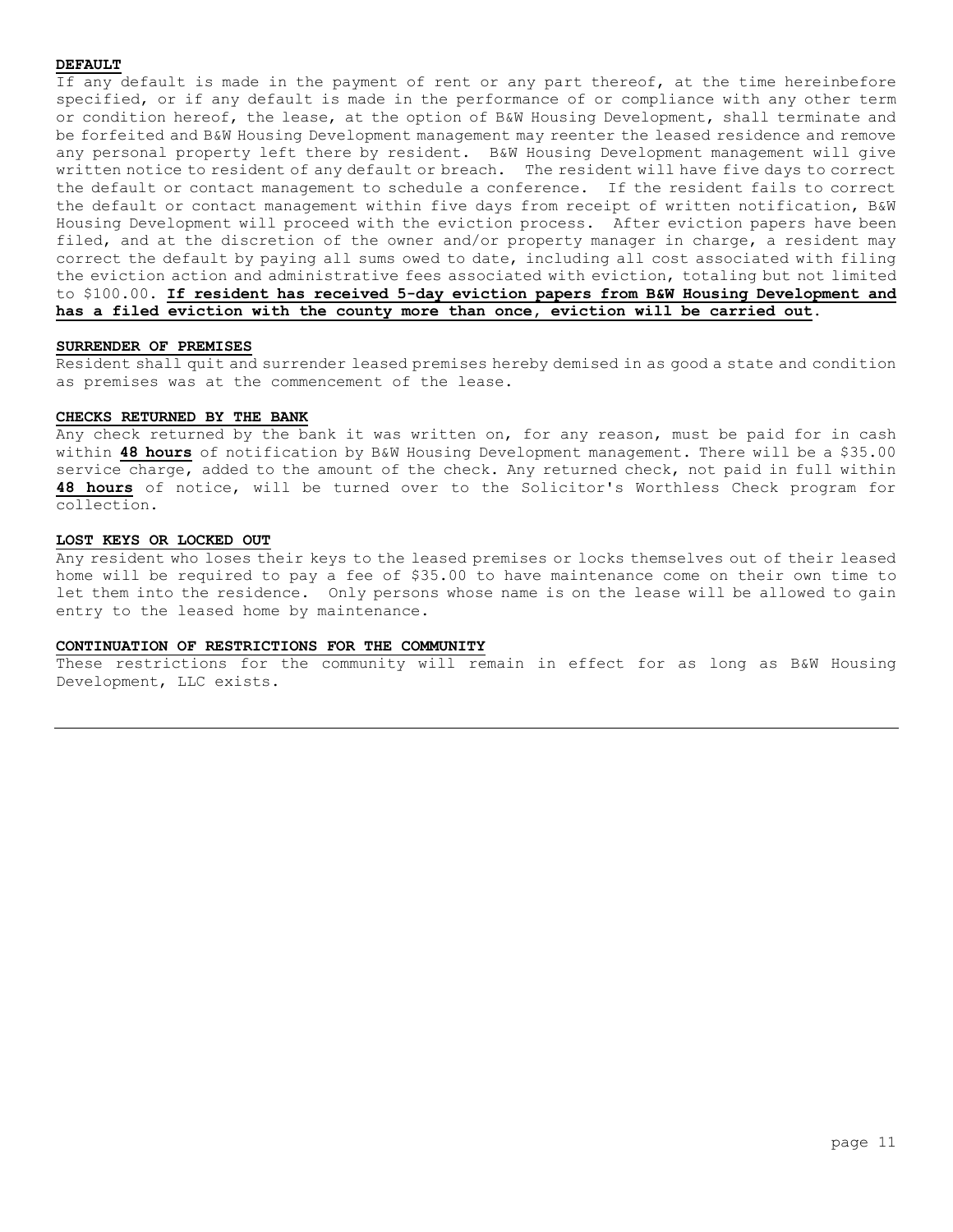**DEFAULT**

If any default is made in the payment of rent or any part thereof, at the time hereinbefore specified, or if any default is made in the performance of or compliance with any other term or condition hereof, the lease, at the option of B&W Housing Development, shall terminate and be forfeited and B&W Housing Development management may reenter the leased residence and remove any personal property left there by resident. B&W Housing Development management will give written notice to resident of any default or breach. The resident will have five days to correct the default or contact management to schedule a conference. If the resident fails to correct the default or contact management within five days from receipt of written notification, B&W Housing Development will proceed with the eviction process. After eviction papers have been filed, and at the discretion of the owner and/or property manager in charge, a resident may correct the default by paying all sums owed to date, including all cost associated with filing the eviction action and administrative fees associated with eviction, totaling but not limited to $100.00. **If resident has received 5-day eviction papers from B&W Housing Development and has a filed eviction with the county more than once, eviction will be carried out.**

**SURRENDER OF PREMISES**

Resident shall quit and surrender leased premises hereby demised in as good a state and condition as premises was at the commencement of the lease.

**CHECKS RETURNED BY THE BANK**

Any check returned by the bank it was written on, for any reason, must be paid for in cash within **48 hours** of notification by B&W Housing Development management. There will be a $35.00 service charge, added to the amount of the check. Any returned check, not paid in full within **48 hours** of notice, will be turned over to the Solicitor's Worthless Check program for collection.

**LOST KEYS OR LOCKED OUT**

Any resident who loses their keys to the leased premises or locks themselves out of their leased home will be required to pay a fee of $35.00 to have maintenance come on their own time to let them into the residence. Only persons whose name is on the lease will be allowed to gain entry to the leased home by maintenance.

**CONTINUATION OF RESTRICTIONS FOR THE COMMUNITY**

These restrictions for the community will remain in effect for as long as B&W Housing Development, LLC exists.